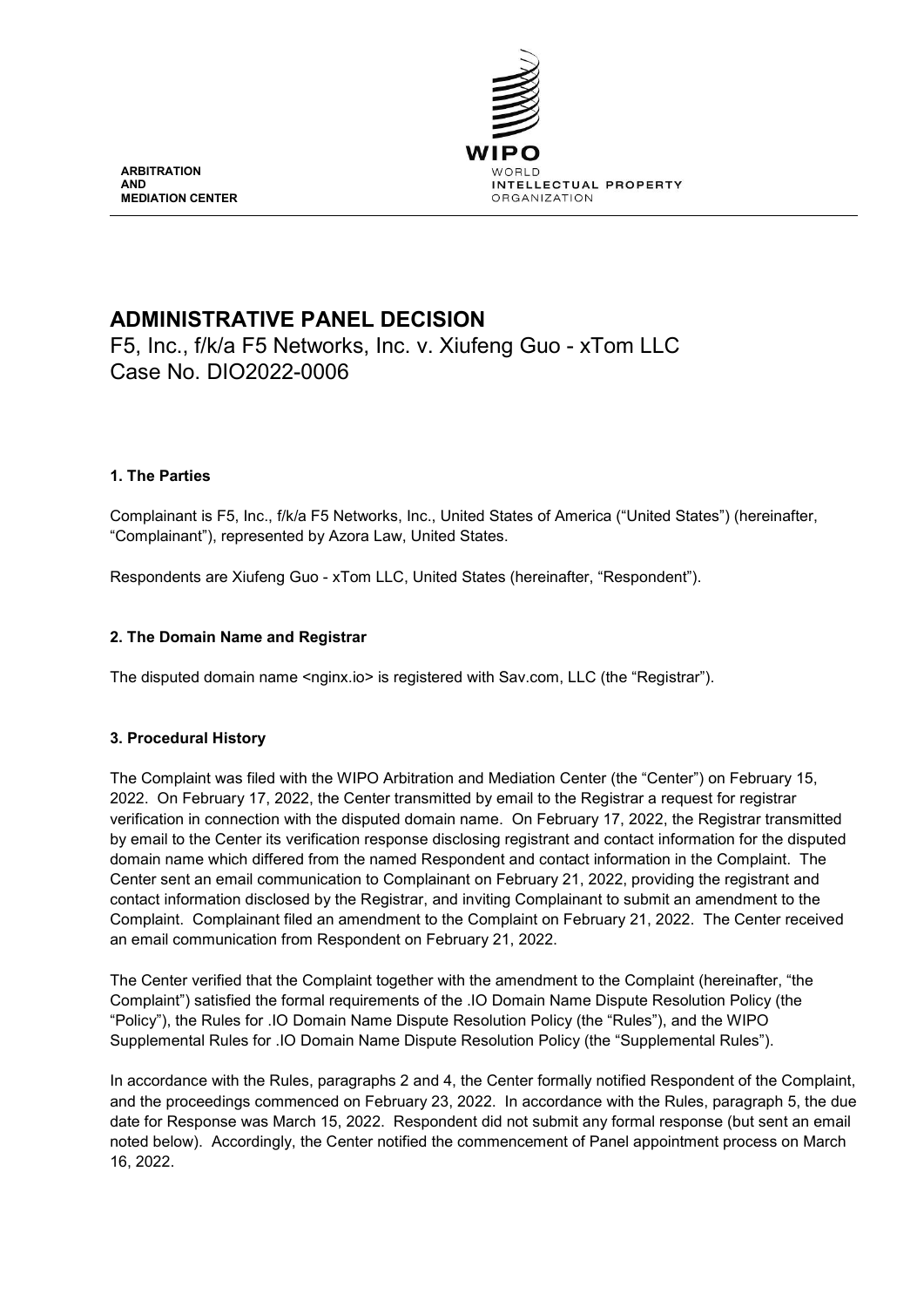ARBITRATION
AND
MEDIATION CENTER

WIPO
WORLD
INTELLECTUAL PROPERTY
ORGANIZATION

# ADMINISTRATIVE PANEL DECISION

F5, Inc., f/k/a F5 Networks, Inc. v. Xiufeng Guo - xTom LLC
Case No. DIO2022-0006

## 1. The Parties

Complainant is F5, Inc., f/k/a F5 Networks, Inc., United States of America ("United States") (hereinafter, "Complainant"), represented by Azora Law, United States.

Respondents are Xiufeng Guo - xTom LLC, United States (hereinafter, "Respondent").

## 2. The Domain Name and Registrar

The disputed domain name <nginx.io> is registered with Sav.com, LLC (the "Registrar").

## 3. Procedural History

The Complaint was filed with the WIPO Arbitration and Mediation Center (the "Center") on February 15, 2022. On February 17, 2022, the Center transmitted by email to the Registrar a request for registrar verification in connection with the disputed domain name. On February 17, 2022, the Registrar transmitted by email to the Center its verification response disclosing registrant and contact information for the disputed domain name which differed from the named Respondent and contact information in the Complaint. The Center sent an email communication to Complainant on February 21, 2022, providing the registrant and contact information disclosed by the Registrar, and inviting Complainant to submit an amendment to the Complaint. Complainant filed an amendment to the Complaint on February 21, 2022. The Center received an email communication from Respondent on February 21, 2022.

The Center verified that the Complaint together with the amendment to the Complaint (hereinafter, "the Complaint") satisfied the formal requirements of the .IO Domain Name Dispute Resolution Policy (the "Policy"), the Rules for .IO Domain Name Dispute Resolution Policy (the "Rules"), and the WIPO Supplemental Rules for .IO Domain Name Dispute Resolution Policy (the "Supplemental Rules").

In accordance with the Rules, paragraphs 2 and 4, the Center formally notified Respondent of the Complaint, and the proceedings commenced on February 23, 2022. In accordance with the Rules, paragraph 5, the due date for Response was March 15, 2022. Respondent did not submit any formal response (but sent an email noted below). Accordingly, the Center notified the commencement of Panel appointment process on March 16, 2022.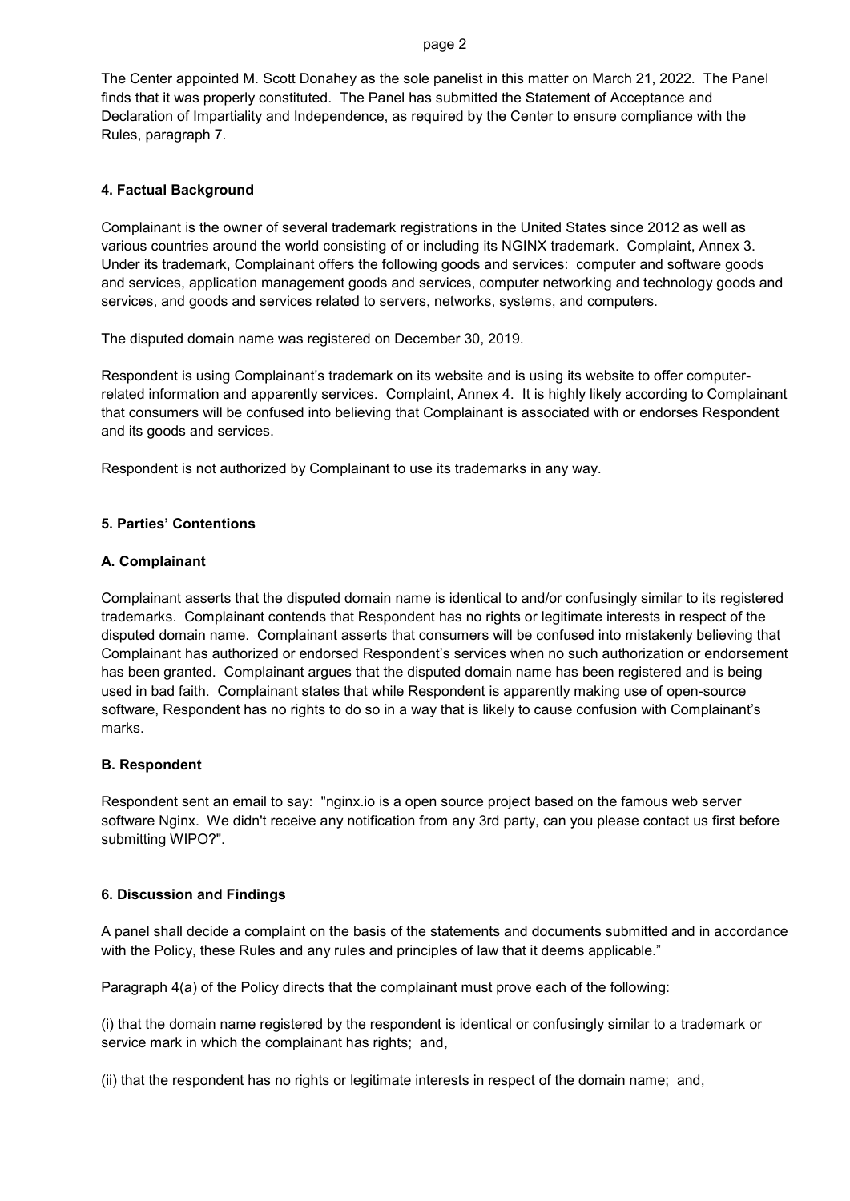The Center appointed M. Scott Donahey as the sole panelist in this matter on March 21, 2022. The Panel finds that it was properly constituted. The Panel has submitted the Statement of Acceptance and Declaration of Impartiality and Independence, as required by the Center to ensure compliance with the Rules, paragraph 7.

### 4. Factual Background

Complainant is the owner of several trademark registrations in the United States since 2012 as well as various countries around the world consisting of or including its NGINX trademark. Complaint, Annex 3. Under its trademark, Complainant offers the following goods and services: computer and software goods and services, application management goods and services, computer networking and technology goods and services, and goods and services related to servers, networks, systems, and computers.

The disputed domain name was registered on December 30, 2019.

Respondent is using Complainant's trademark on its website and is using its website to offer computer-related information and apparently services. Complaint, Annex 4. It is highly likely according to Complainant that consumers will be confused into believing that Complainant is associated with or endorses Respondent and its goods and services.

Respondent is not authorized by Complainant to use its trademarks in any way.

### 5. Parties' Contentions

#### A. Complainant

Complainant asserts that the disputed domain name is identical to and/or confusingly similar to its registered trademarks. Complainant contends that Respondent has no rights or legitimate interests in respect of the disputed domain name. Complainant asserts that consumers will be confused into mistakenly believing that Complainant has authorized or endorsed Respondent's services when no such authorization or endorsement has been granted. Complainant argues that the disputed domain name has been registered and is being used in bad faith. Complainant states that while Respondent is apparently making use of open-source software, Respondent has no rights to do so in a way that is likely to cause confusion with Complainant's marks.

#### B. Respondent

Respondent sent an email to say: "nginx.io is a open source project based on the famous web server software Nginx. We didn't receive any notification from any 3rd party, can you please contact us first before submitting WIPO?".

### 6. Discussion and Findings

A panel shall decide a complaint on the basis of the statements and documents submitted and in accordance with the Policy, these Rules and any rules and principles of law that it deems applicable."

Paragraph 4(a) of the Policy directs that the complainant must prove each of the following:

(i) that the domain name registered by the respondent is identical or confusingly similar to a trademark or service mark in which the complainant has rights; and,

(ii) that the respondent has no rights or legitimate interests in respect of the domain name; and,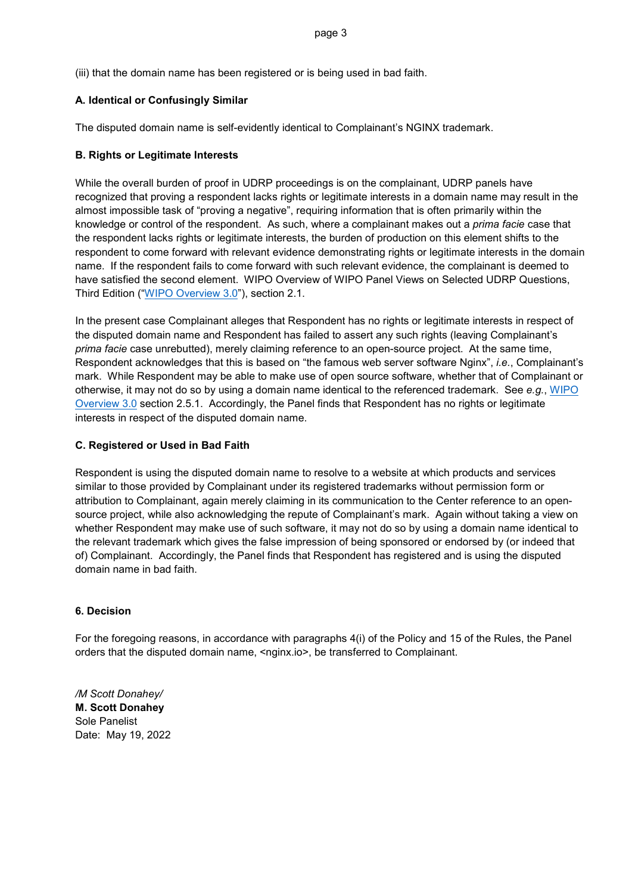(iii) that the domain name has been registered or is being used in bad faith.

### A. Identical or Confusingly Similar

The disputed domain name is self-evidently identical to Complainant's NGINX trademark.

### B. Rights or Legitimate Interests

While the overall burden of proof in UDRP proceedings is on the complainant, UDRP panels have recognized that proving a respondent lacks rights or legitimate interests in a domain name may result in the almost impossible task of "proving a negative", requiring information that is often primarily within the knowledge or control of the respondent. As such, where a complainant makes out a *prima facie* case that the respondent lacks rights or legitimate interests, the burden of production on this element shifts to the respondent to come forward with relevant evidence demonstrating rights or legitimate interests in the domain name. If the respondent fails to come forward with such relevant evidence, the complainant is deemed to have satisfied the second element. WIPO Overview of WIPO Panel Views on Selected UDRP Questions, Third Edition ("WIPO Overview 3.0"), section 2.1.

In the present case Complainant alleges that Respondent has no rights or legitimate interests in respect of the disputed domain name and Respondent has failed to assert any such rights (leaving Complainant's *prima facie* case unrebutted), merely claiming reference to an open-source project. At the same time, Respondent acknowledges that this is based on "the famous web server software Nginx", *i.e.*, Complainant's mark. While Respondent may be able to make use of open source software, whether that of Complainant or otherwise, it may not do so by using a domain name identical to the referenced trademark. See *e.g.*, WIPO Overview 3.0 section 2.5.1. Accordingly, the Panel finds that Respondent has no rights or legitimate interests in respect of the disputed domain name.

### C. Registered or Used in Bad Faith

Respondent is using the disputed domain name to resolve to a website at which products and services similar to those provided by Complainant under its registered trademarks without permission form or attribution to Complainant, again merely claiming in its communication to the Center reference to an open-source project, while also acknowledging the repute of Complainant's mark. Again without taking a view on whether Respondent may make use of such software, it may not do so by using a domain name identical to the relevant trademark which gives the false impression of being sponsored or endorsed by (or indeed that of) Complainant. Accordingly, the Panel finds that Respondent has registered and is using the disputed domain name in bad faith.

## 6. Decision

For the foregoing reasons, in accordance with paragraphs 4(i) of the Policy and 15 of the Rules, the Panel orders that the disputed domain name, <nginx.io>, be transferred to Complainant.

*/M Scott Donahey/*
**M. Scott Donahey**
Sole Panelist
Date: May 19, 2022